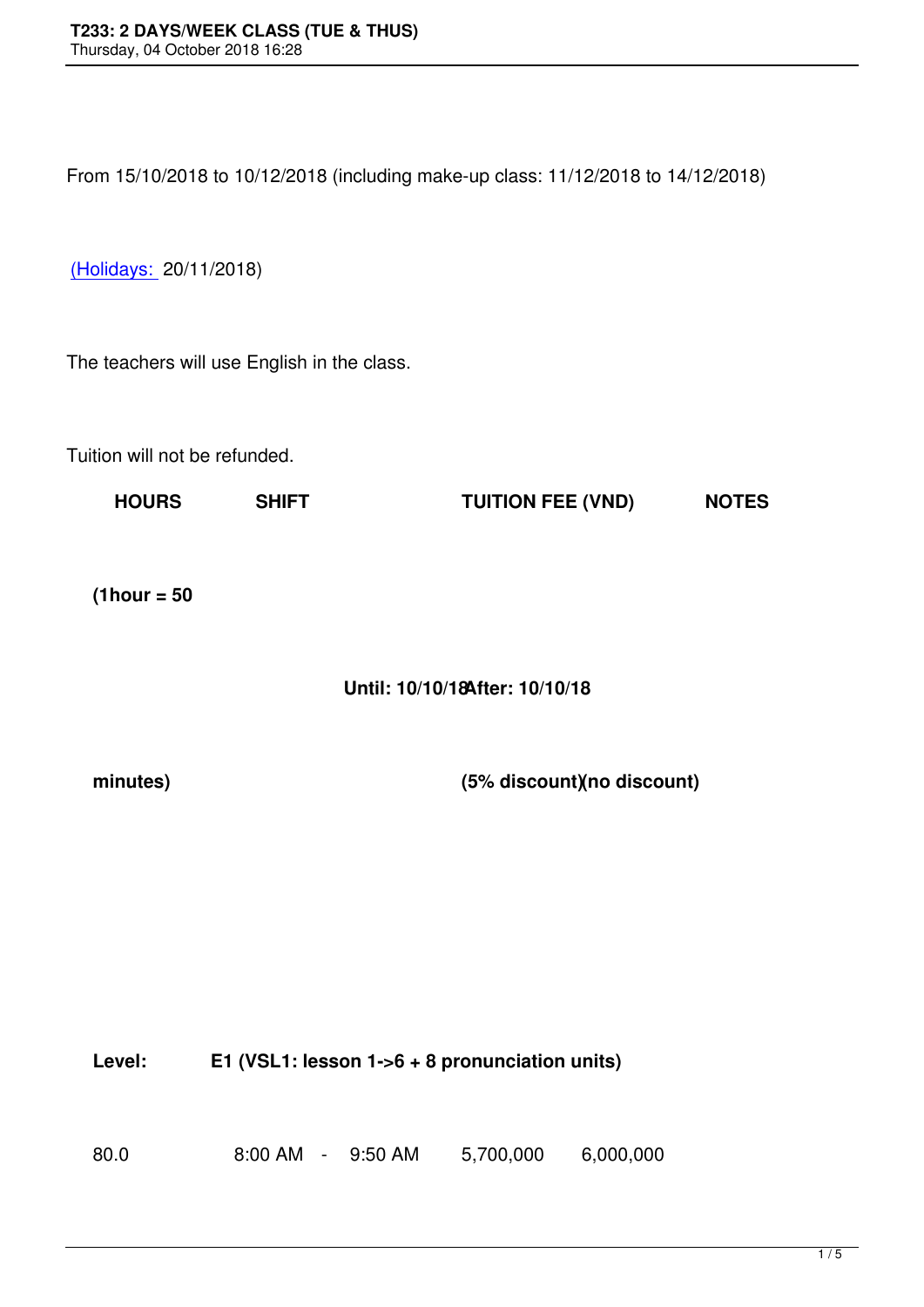# T233: 2 DAYS/WEEK CLASS (TUE & THUS)

Thursday, 04 October 2018 16:28

From 15/10/2018 to 10/12/2018 (including make-up class: 11/12/2018 to 14/12/2018)

(Holidays: 20/11/2018)

The teachers will use English in the class.

Tuition will not be refunded.

| HOURS (1hour = 50 minutes) | SHIFT | TUITION FEE (VND) Until: 10/10/18 (5% discount) | After: 10/10/18 (no discount) | NOTES |
|---|---|---|---|---|
| **Level:** | **E1 (VSL1: lesson 1->6 + 8 pronunciation units)** | | | |
| 80.0 | 8:00 AM - 9:50 AM | 5,700,000 | 6,000,000 | |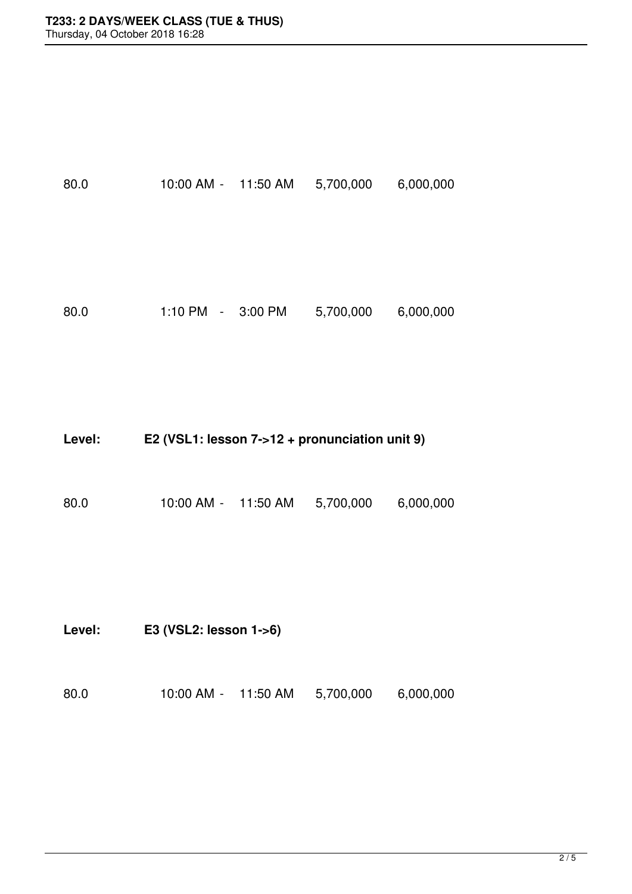| 80.0 | 10:00 AM - | 11:50 AM | 5,700,000 | 6,000,000 |
|---|---|---|---|---|

| 80.0 | 1:10 PM - | 3:00 PM | 5,700,000 | 6,000,000 |
|---|---|---|---|---|

**Level:** **E2 (VSL1: lesson 7->12 + pronunciation unit 9)**

| 80.0 | 10:00 AM - | 11:50 AM | 5,700,000 | 6,000,000 |
|---|---|---|---|---|

**Level:** **E3 (VSL2: lesson 1->6)**

| 80.0 | 10:00 AM - | 11:50 AM | 5,700,000 | 6,000,000 |
|---|---|---|---|---|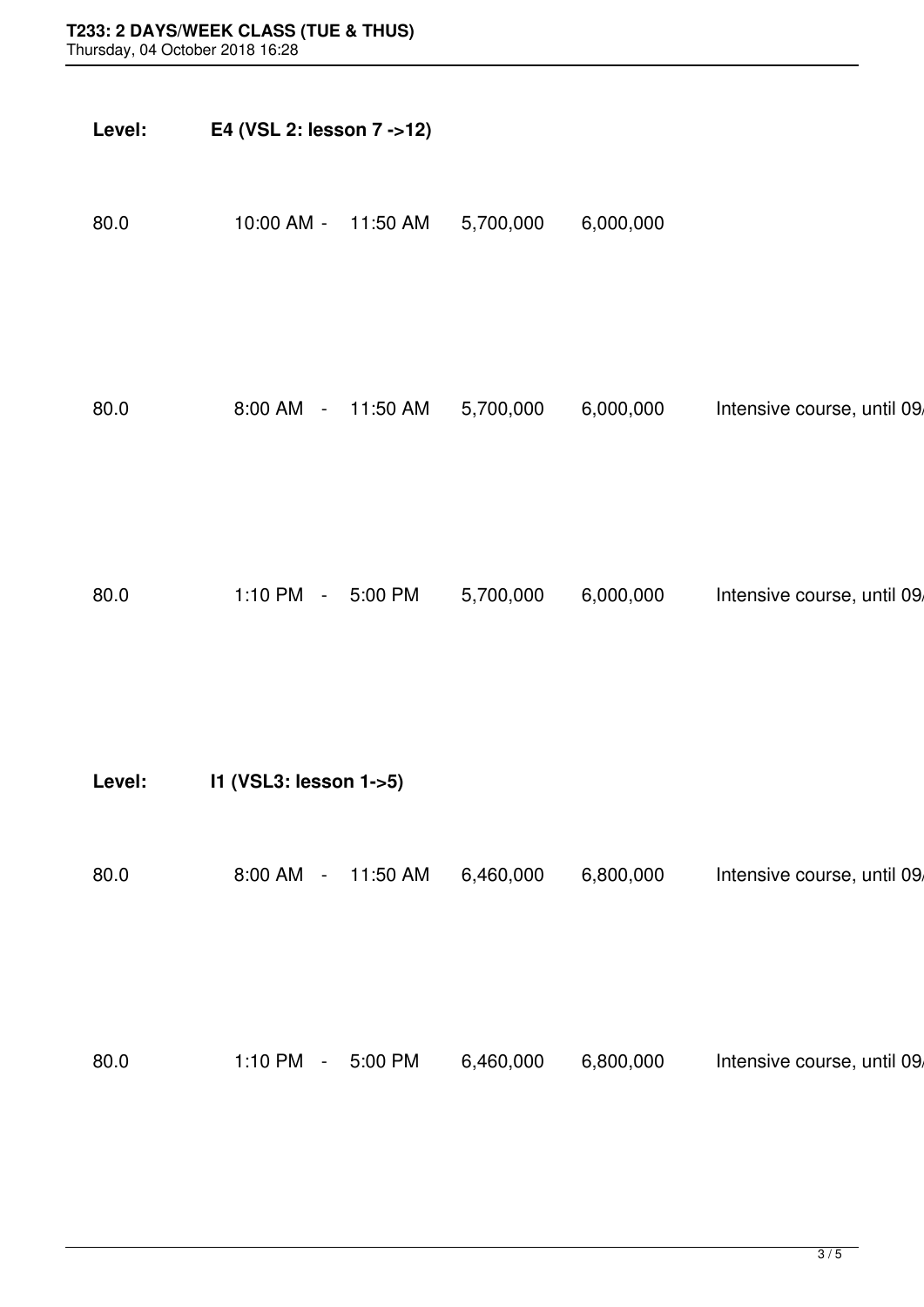**Level:** **E4 (VSL 2: lesson 7 ->12)**

| | | | | | |
|---|---|---|---|---|---|
| 80.0 | 10:00 AM - | 11:50 AM | 5,700,000 | 6,000,000 | |
| 80.0 | 8:00 AM - | 11:50 AM | 5,700,000 | 6,000,000 | Intensive course, until 09/ |
| 80.0 | 1:10 PM - | 5:00 PM | 5,700,000 | 6,000,000 | Intensive course, until 09/ |

**Level:** **I1 (VSL3: lesson 1->5)**

| | | | | | |
|---|---|---|---|---|---|
| 80.0 | 8:00 AM - | 11:50 AM | 6,460,000 | 6,800,000 | Intensive course, until 09/ |
| 80.0 | 1:10 PM - | 5:00 PM | 6,460,000 | 6,800,000 | Intensive course, until 09/ |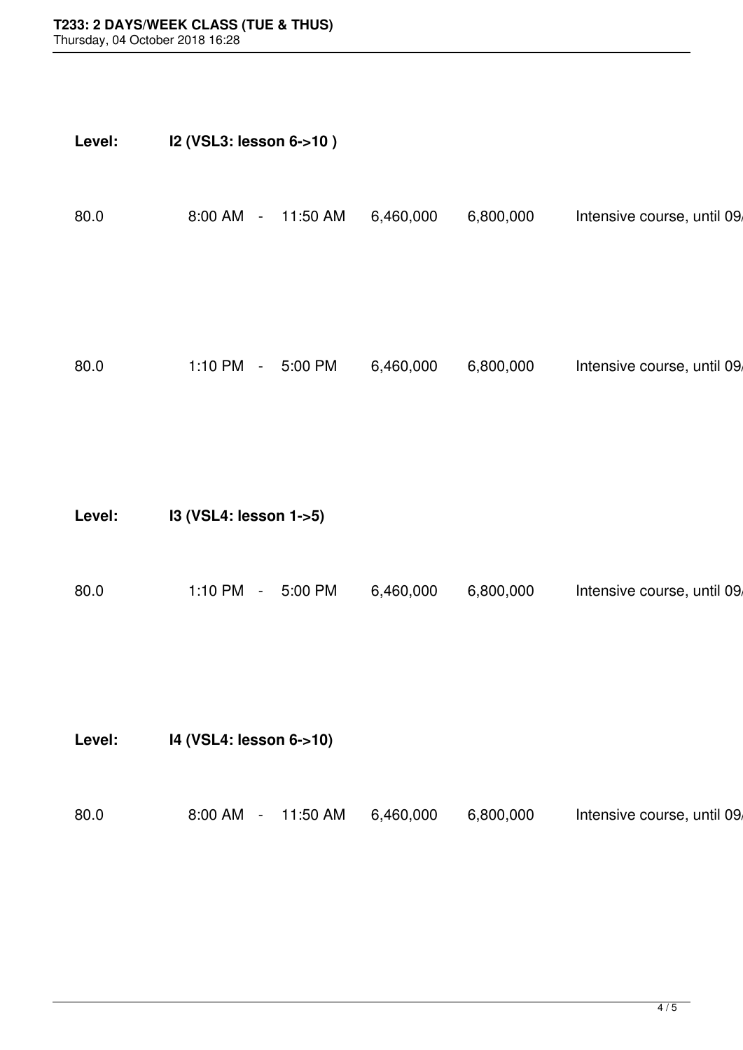**Level:** **I2 (VSL3: lesson 6->10 )**

| | | | | |
|---|---|---|---|---|
| 80.0 | 8:00 AM - 11:50 AM | 6,460,000 | 6,800,000 | Intensive course, until 09/ |
| 80.0 | 1:10 PM - 5:00 PM | 6,460,000 | 6,800,000 | Intensive course, until 09/ |

**Level:** **I3 (VSL4: lesson 1->5)**

| | | | | |
|---|---|---|---|---|
| 80.0 | 1:10 PM - 5:00 PM | 6,460,000 | 6,800,000 | Intensive course, until 09/ |

**Level:** **I4 (VSL4: lesson 6->10)**

| | | | | |
|---|---|---|---|---|
| 80.0 | 8:00 AM - 11:50 AM | 6,460,000 | 6,800,000 | Intensive course, until 09/ |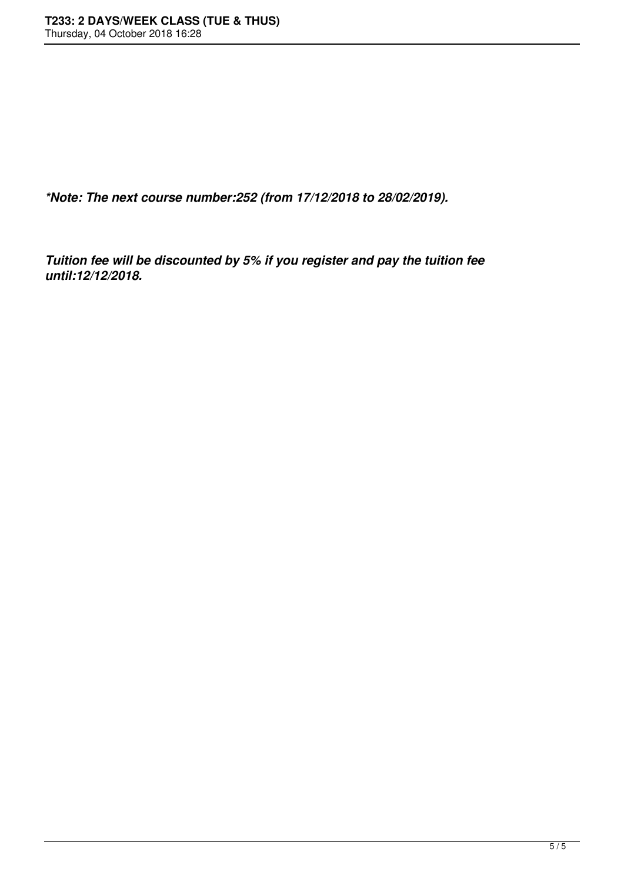***Note: The next course number:252 (from 17/12/2018 to 28/02/2019).***

***Tuition fee will be discounted by 5% if you register and pay the tuition fee until:12/12/2018.***